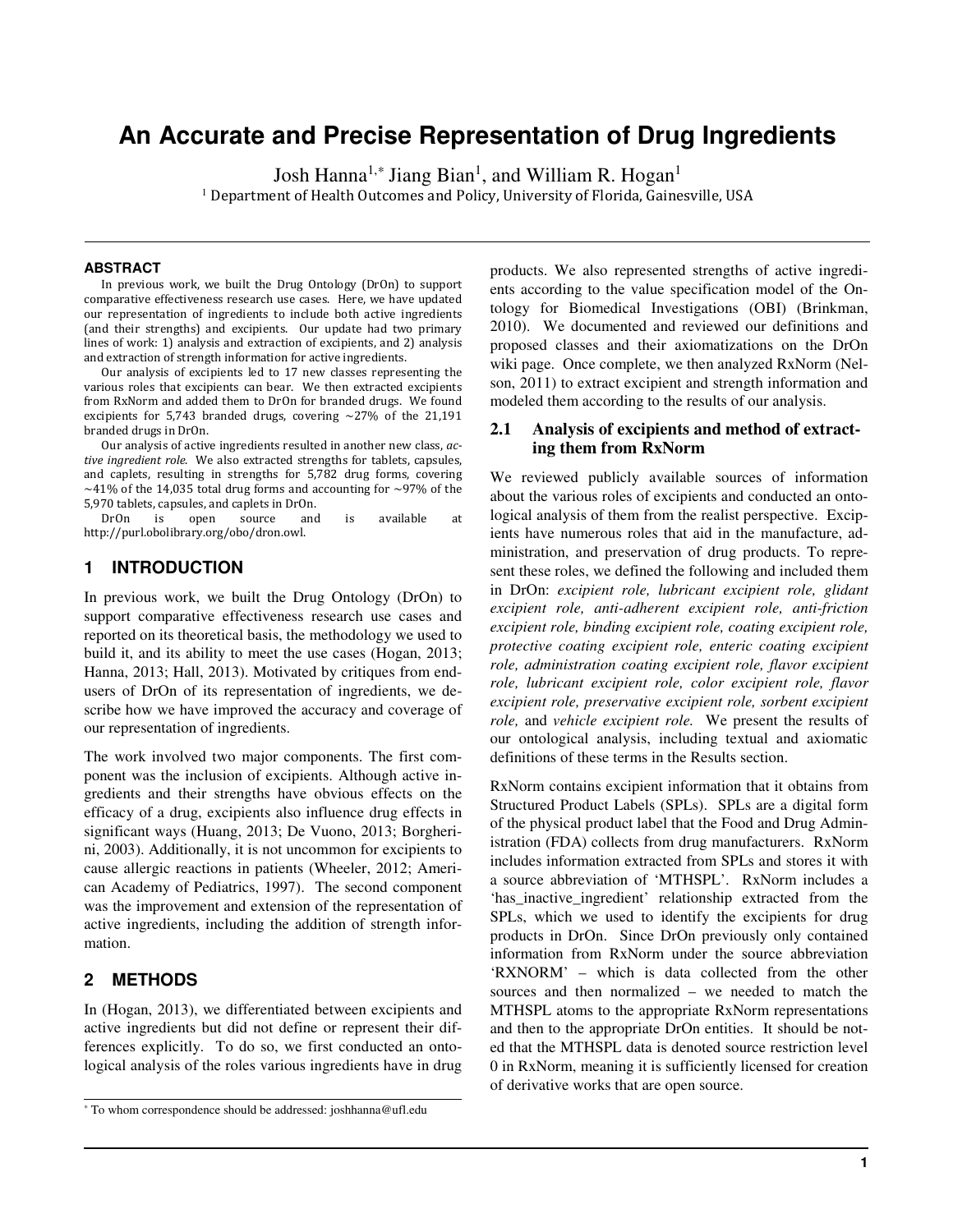# An Accurate and Precise Representation of Drug Ingredients

Josh Hanna[1,*] Jiang Bian[1], and William R. Hogan[1]

[1] Department of Health Outcomes and Policy, University of Florida, Gainesville, USA

### ABSTRACT

In previous work, we built the Drug Ontology (DrOn) to support comparative effectiveness research use cases. Here, we have updated our representation of ingredients to include both active ingredients (and their strengths) and excipients. Our update had two primary lines of work: 1) analysis and extraction of excipients, and 2) analysis and extraction of strength information for active ingredients.

Our analysis of excipients led to 17 new classes representing the various roles that excipients can bear. We then extracted excipients from RxNorm and added them to DrOn for branded drugs. We found excipients for 5,743 branded drugs, covering ~27% of the 21,191 branded drugs in DrOn.

Our analysis of active ingredients resulted in another new class, *active ingredient role*. We also extracted strengths for tablets, capsules, and caplets, resulting in strengths for 5,782 drug forms, covering ~41% of the 14,035 total drug forms and accounting for ~97% of the 5,970 tablets, capsules, and caplets in DrOn.

DrOn is open source and is available at http://purl.obolibrary.org/obo/dron.owl.

## 1 INTRODUCTION

In previous work, we built the Drug Ontology (DrOn) to support comparative effectiveness research use cases and reported on its theoretical basis, the methodology we used to build it, and its ability to meet the use cases (Hogan, 2013; Hanna, 2013; Hall, 2013). Motivated by critiques from end-users of DrOn of its representation of ingredients, we describe how we have improved the accuracy and coverage of our representation of ingredients.

The work involved two major components. The first component was the inclusion of excipients. Although active ingredients and their strengths have obvious effects on the efficacy of a drug, excipients also influence drug effects in significant ways (Huang, 2013; De Vuono, 2013; Borgherini, 2003). Additionally, it is not uncommon for excipients to cause allergic reactions in patients (Wheeler, 2012; American Academy of Pediatrics, 1997). The second component was the improvement and extension of the representation of active ingredients, including the addition of strength information.

## 2 METHODS

In (Hogan, 2013), we differentiated between excipients and active ingredients but did not define or represent their differences explicitly. To do so, we first conducted an ontological analysis of the roles various ingredients have in drug products. We also represented strengths of active ingredients according to the value specification model of the Ontology for Biomedical Investigations (OBI) (Brinkman, 2010). We documented and reviewed our definitions and proposed classes and their axiomatizations on the DrOn wiki page. Once complete, we then analyzed RxNorm (Nelson, 2011) to extract excipient and strength information and modeled them according to the results of our analysis.

### 2.1 Analysis of excipients and method of extracting them from RxNorm

We reviewed publicly available sources of information about the various roles of excipients and conducted an ontological analysis of them from the realist perspective. Excipients have numerous roles that aid in the manufacture, administration, and preservation of drug products. To represent these roles, we defined the following and included them in DrOn: *excipient role, lubricant excipient role, glidant excipient role, anti-adherent excipient role, anti-friction excipient role, binding excipient role, coating excipient role, protective coating excipient role, enteric coating excipient role, administration coating excipient role, flavor excipient role, lubricant excipient role, color excipient role, flavor excipient role, preservative excipient role, sorbent excipient role,* and *vehicle excipient role.* We present the results of our ontological analysis, including textual and axiomatic definitions of these terms in the Results section.

RxNorm contains excipient information that it obtains from Structured Product Labels (SPLs). SPLs are a digital form of the physical product label that the Food and Drug Administration (FDA) collects from drug manufacturers. RxNorm includes information extracted from SPLs and stores it with a source abbreviation of 'MTHSPL'. RxNorm includes a 'has_inactive_ingredient' relationship extracted from the SPLs, which we used to identify the excipients for drug products in DrOn. Since DrOn previously only contained information from RxNorm under the source abbreviation 'RXNORM' – which is data collected from the other sources and then normalized – we needed to match the MTHSPL atoms to the appropriate RxNorm representations and then to the appropriate DrOn entities. It should be noted that the MTHSPL data is denoted source restriction level 0 in RxNorm, meaning it is sufficiently licensed for creation of derivative works that are open source.

[*] To whom correspondence should be addressed: joshhanna@ufl.edu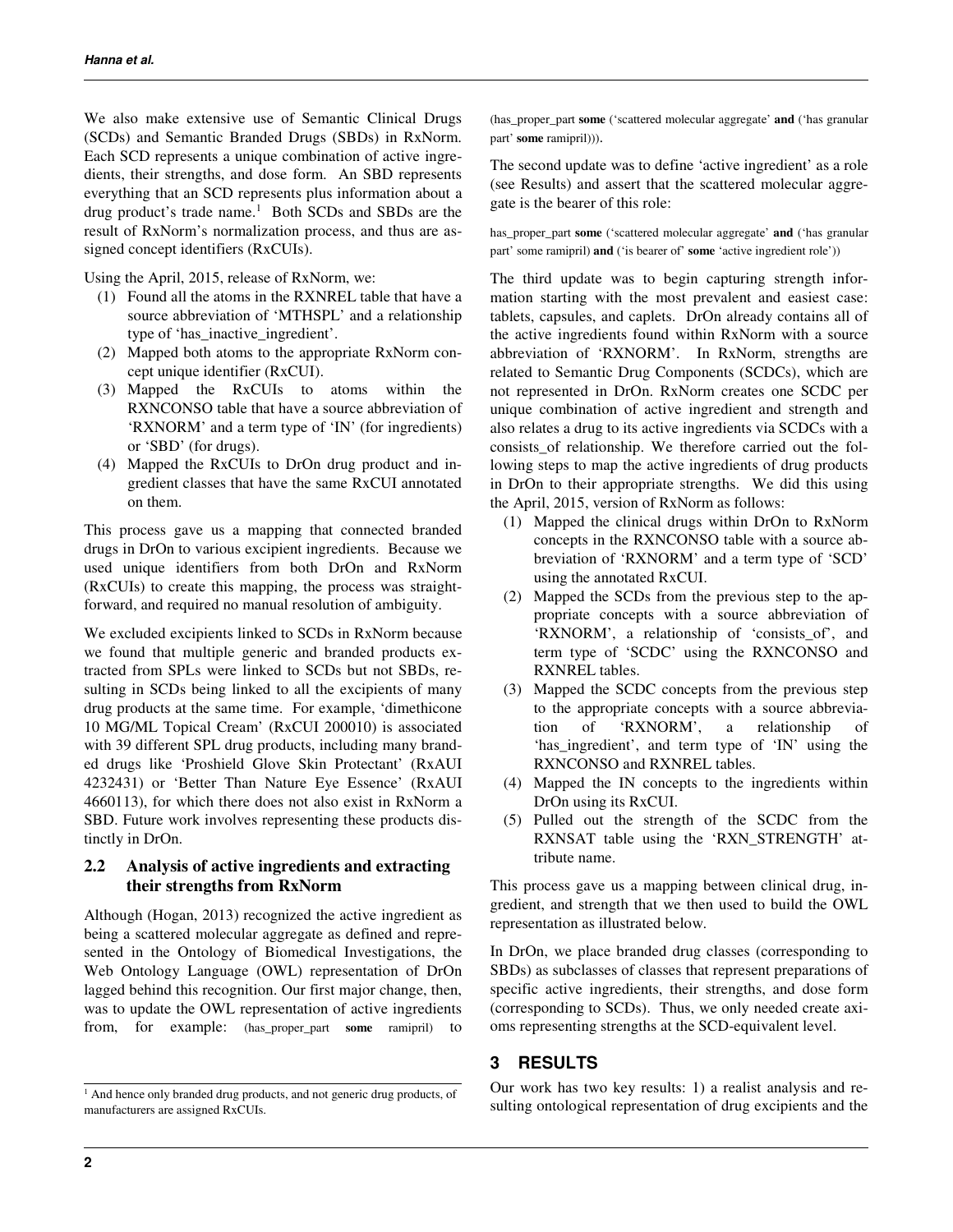We also make extensive use of Semantic Clinical Drugs (SCDs) and Semantic Branded Drugs (SBDs) in RxNorm. Each SCD represents a unique combination of active ingredients, their strengths, and dose form. An SBD represents everything that an SCD represents plus information about a drug product's trade name.[1] Both SCDs and SBDs are the result of RxNorm's normalization process, and thus are assigned concept identifiers (RxCUIs).

Using the April, 2015, release of RxNorm, we:

1. Found all the atoms in the RXNREL table that have a source abbreviation of 'MTHSPL' and a relationship type of 'has_inactive_ingredient'.
2. Mapped both atoms to the appropriate RxNorm concept unique identifier (RxCUI).
3. Mapped the RxCUIs to atoms within the RXNCONSO table that have a source abbreviation of 'RXNORM' and a term type of 'IN' (for ingredients) or 'SBD' (for drugs).
4. Mapped the RxCUIs to DrOn drug product and ingredient classes that have the same RxCUI annotated on them.

This process gave us a mapping that connected branded drugs in DrOn to various excipient ingredients. Because we used unique identifiers from both DrOn and RxNorm (RxCUIs) to create this mapping, the process was straightforward, and required no manual resolution of ambiguity.

We excluded excipients linked to SCDs in RxNorm because we found that multiple generic and branded products extracted from SPLs were linked to SCDs but not SBDs, resulting in SCDs being linked to all the excipients of many drug products at the same time. For example, 'dimethicone 10 MG/ML Topical Cream' (RxCUI 200010) is associated with 39 different SPL drug products, including many branded drugs like 'Proshield Glove Skin Protectant' (RxAUI 4232431) or 'Better Than Nature Eye Essence' (RxAUI 4660113), for which there does not also exist in RxNorm a SBD. Future work involves representing these products distinctly in DrOn.

## 2.2 Analysis of active ingredients and extracting their strengths from RxNorm

Although (Hogan, 2013) recognized the active ingredient as being a scattered molecular aggregate as defined and represented in the Ontology of Biomedical Investigations, the Web Ontology Language (OWL) representation of DrOn lagged behind this recognition. Our first major change, then, was to update the OWL representation of active ingredients from, for example: (has_proper_part **some** ramipril) to (has_proper_part **some** ('scattered molecular aggregate' **and** ('has granular part' **some** ramipril))).

The second update was to define 'active ingredient' as a role (see Results) and assert that the scattered molecular aggregate is the bearer of this role:

has_proper_part **some** ('scattered molecular aggregate' **and** ('has granular part' some ramipril) **and** ('is bearer of' **some** 'active ingredient role'))

The third update was to begin capturing strength information starting with the most prevalent and easiest case: tablets, capsules, and caplets. DrOn already contains all of the active ingredients found within RxNorm with a source abbreviation of 'RXNORM'. In RxNorm, strengths are related to Semantic Drug Components (SCDCs), which are not represented in DrOn. RxNorm creates one SCDC per unique combination of active ingredient and strength and also relates a drug to its active ingredients via SCDCs with a consists_of relationship. We therefore carried out the following steps to map the active ingredients of drug products in DrOn to their appropriate strengths. We did this using the April, 2015, version of RxNorm as follows:

1. Mapped the clinical drugs within DrOn to RxNorm concepts in the RXNCONSO table with a source abbreviation of 'RXNORM' and a term type of 'SCD' using the annotated RxCUI.
2. Mapped the SCDs from the previous step to the appropriate concepts with a source abbreviation of 'RXNORM', a relationship of 'consists_of', and term type of 'SCDC' using the RXNCONSO and RXNREL tables.
3. Mapped the SCDC concepts from the previous step to the appropriate concepts with a source abbreviation of 'RXNORM', a relationship of 'has_ingredient', and term type of 'IN' using the RXNCONSO and RXNREL tables.
4. Mapped the IN concepts to the ingredients within DrOn using its RxCUI.
5. Pulled out the strength of the SCDC from the RXNSAT table using the 'RXN_STRENGTH' attribute name.

This process gave us a mapping between clinical drug, ingredient, and strength that we then used to build the OWL representation as illustrated below.

In DrOn, we place branded drug classes (corresponding to SBDs) as subclasses of classes that represent preparations of specific active ingredients, their strengths, and dose form (corresponding to SCDs). Thus, we only needed create axioms representing strengths at the SCD-equivalent level.

# 3 RESULTS

Our work has two key results: 1) a realist analysis and resulting ontological representation of drug excipients and the

[1] And hence only branded drug products, and not generic drug products, of manufacturers are assigned RxCUIs.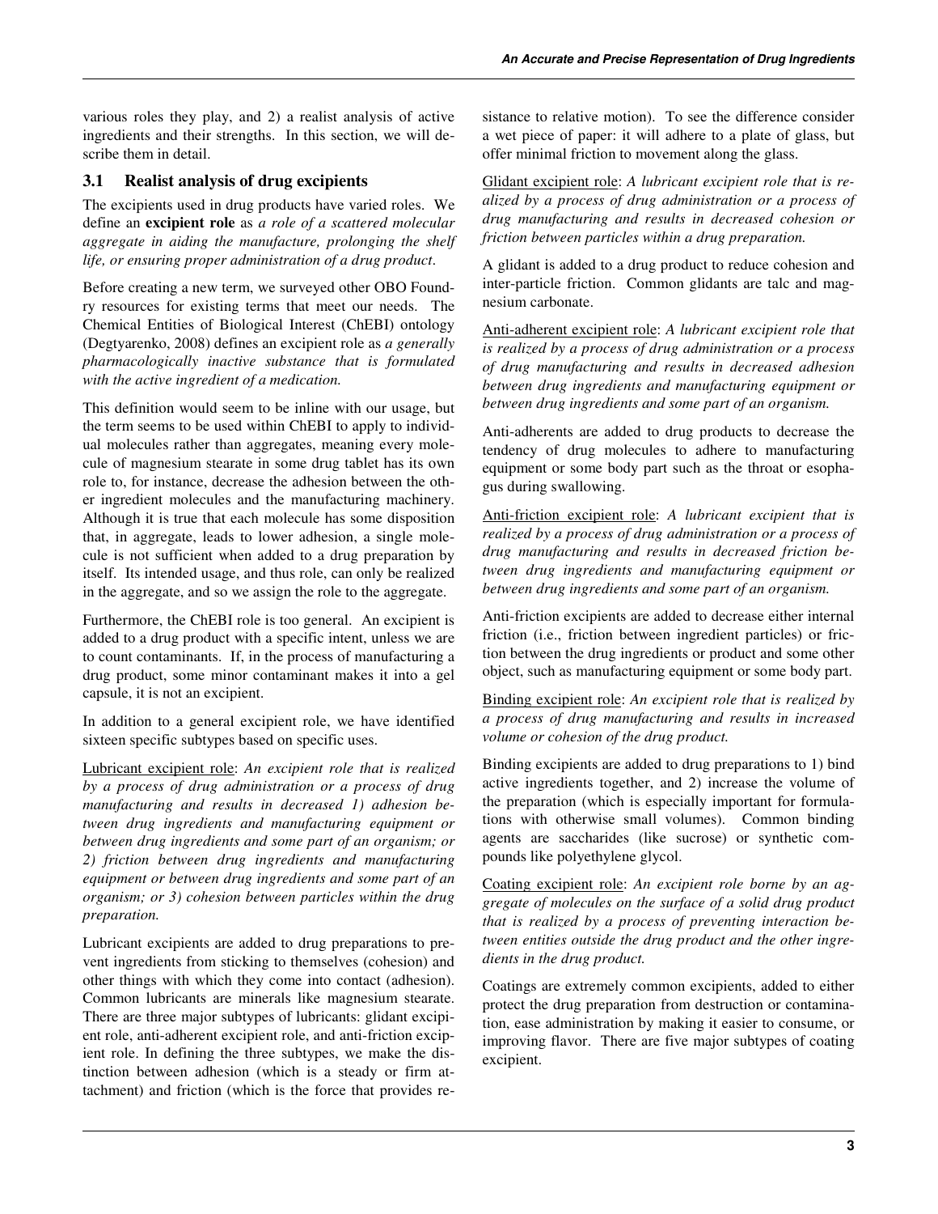various roles they play, and 2) a realist analysis of active ingredients and their strengths. In this section, we will describe them in detail.

### 3.1 Realist analysis of drug excipients

The excipients used in drug products have varied roles. We define an **excipient role** as *a role of a scattered molecular aggregate in aiding the manufacture, prolonging the shelf life, or ensuring proper administration of a drug product*.

Before creating a new term, we surveyed other OBO Foundry resources for existing terms that meet our needs. The Chemical Entities of Biological Interest (ChEBI) ontology (Degtyarenko, 2008) defines an excipient role as *a generally pharmacologically inactive substance that is formulated with the active ingredient of a medication.*

This definition would seem to be inline with our usage, but the term seems to be used within ChEBI to apply to individual molecules rather than aggregates, meaning every molecule of magnesium stearate in some drug tablet has its own role to, for instance, decrease the adhesion between the other ingredient molecules and the manufacturing machinery. Although it is true that each molecule has some disposition that, in aggregate, leads to lower adhesion, a single molecule is not sufficient when added to a drug preparation by itself. Its intended usage, and thus role, can only be realized in the aggregate, and so we assign the role to the aggregate.

Furthermore, the ChEBI role is too general. An excipient is added to a drug product with a specific intent, unless we are to count contaminants. If, in the process of manufacturing a drug product, some minor contaminant makes it into a gel capsule, it is not an excipient.

In addition to a general excipient role, we have identified sixteen specific subtypes based on specific uses.

Lubricant excipient role: *An excipient role that is realized by a process of drug administration or a process of drug manufacturing and results in decreased 1) adhesion between drug ingredients and manufacturing equipment or between drug ingredients and some part of an organism; or 2) friction between drug ingredients and manufacturing equipment or between drug ingredients and some part of an organism; or 3) cohesion between particles within the drug preparation.*

Lubricant excipients are added to drug preparations to prevent ingredients from sticking to themselves (cohesion) and other things with which they come into contact (adhesion). Common lubricants are minerals like magnesium stearate. There are three major subtypes of lubricants: glidant excipient role, anti-adherent excipient role, and anti-friction excipient role. In defining the three subtypes, we make the distinction between adhesion (which is a steady or firm attachment) and friction (which is the force that provides resistance to relative motion). To see the difference consider a wet piece of paper: it will adhere to a plate of glass, but offer minimal friction to movement along the glass.

Glidant excipient role: *A lubricant excipient role that is realized by a process of drug administration or a process of drug manufacturing and results in decreased cohesion or friction between particles within a drug preparation.*

A glidant is added to a drug product to reduce cohesion and inter-particle friction. Common glidants are talc and magnesium carbonate.

Anti-adherent excipient role: *A lubricant excipient role that is realized by a process of drug administration or a process of drug manufacturing and results in decreased adhesion between drug ingredients and manufacturing equipment or between drug ingredients and some part of an organism.*

Anti-adherents are added to drug products to decrease the tendency of drug molecules to adhere to manufacturing equipment or some body part such as the throat or esophagus during swallowing.

Anti-friction excipient role: *A lubricant excipient that is realized by a process of drug administration or a process of drug manufacturing and results in decreased friction between drug ingredients and manufacturing equipment or between drug ingredients and some part of an organism.*

Anti-friction excipients are added to decrease either internal friction (i.e., friction between ingredient particles) or friction between the drug ingredients or product and some other object, such as manufacturing equipment or some body part.

Binding excipient role: *An excipient role that is realized by a process of drug manufacturing and results in increased volume or cohesion of the drug product.*

Binding excipients are added to drug preparations to 1) bind active ingredients together, and 2) increase the volume of the preparation (which is especially important for formulations with otherwise small volumes). Common binding agents are saccharides (like sucrose) or synthetic compounds like polyethylene glycol.

Coating excipient role: *An excipient role borne by an aggregate of molecules on the surface of a solid drug product that is realized by a process of preventing interaction between entities outside the drug product and the other ingredients in the drug product.*

Coatings are extremely common excipients, added to either protect the drug preparation from destruction or contamination, ease administration by making it easier to consume, or improving flavor. There are five major subtypes of coating excipient.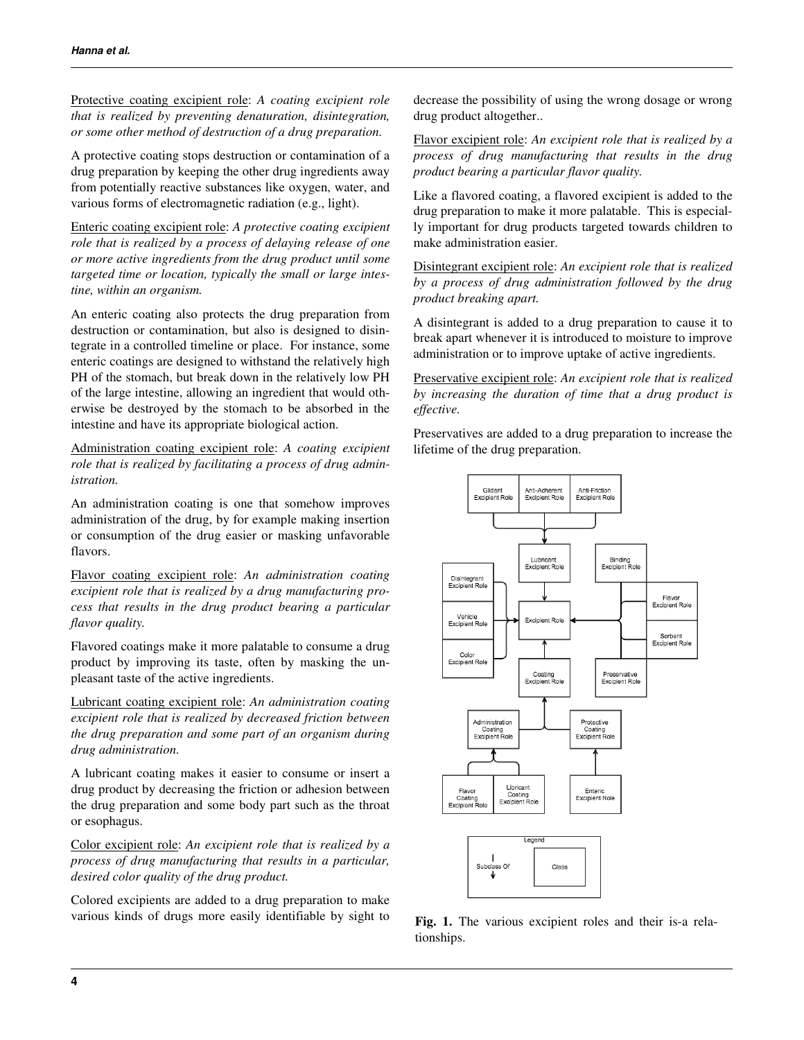Protective coating excipient role: *A coating excipient role that is realized by preventing denaturation, disintegration, or some other method of destruction of a drug preparation.*

A protective coating stops destruction or contamination of a drug preparation by keeping the other drug ingredients away from potentially reactive substances like oxygen, water, and various forms of electromagnetic radiation (e.g., light).

Enteric coating excipient role: *A protective coating excipient role that is realized by a process of delaying release of one or more active ingredients from the drug product until some targeted time or location, typically the small or large intestine, within an organism.*

An enteric coating also protects the drug preparation from destruction or contamination, but also is designed to disintegrate in a controlled timeline or place. For instance, some enteric coatings are designed to withstand the relatively high PH of the stomach, but break down in the relatively low PH of the large intestine, allowing an ingredient that would otherwise be destroyed by the stomach to be absorbed in the intestine and have its appropriate biological action.

Administration coating excipient role: *A coating excipient role that is realized by facilitating a process of drug administration.*

An administration coating is one that somehow improves administration of the drug, by for example making insertion or consumption of the drug easier or masking unfavorable flavors.

Flavor coating excipient role: *An administration coating excipient role that is realized by a drug manufacturing process that results in the drug product bearing a particular flavor quality.*

Flavored coatings make it more palatable to consume a drug product by improving its taste, often by masking the unpleasant taste of the active ingredients.

Lubricant coating excipient role: *An administration coating excipient role that is realized by decreased friction between the drug preparation and some part of an organism during drug administration.*

A lubricant coating makes it easier to consume or insert a drug product by decreasing the friction or adhesion between the drug preparation and some body part such as the throat or esophagus.

Color excipient role: *An excipient role that is realized by a process of drug manufacturing that results in a particular, desired color quality of the drug product.*

Colored excipients are added to a drug preparation to make various kinds of drugs more easily identifiable by sight to decrease the possibility of using the wrong dosage or wrong drug product altogether..

Flavor excipient role: *An excipient role that is realized by a process of drug manufacturing that results in the drug product bearing a particular flavor quality.*

Like a flavored coating, a flavored excipient is added to the drug preparation to make it more palatable. This is especially important for drug products targeted towards children to make administration easier.

Disintegrant excipient role: *An excipient role that is realized by a process of drug administration followed by the drug product breaking apart.*

A disintegrant is added to a drug preparation to cause it to break apart whenever it is introduced to moisture to improve administration or to improve uptake of active ingredients.

Preservative excipient role: *An excipient role that is realized by increasing the duration of time that a drug product is effective.*

Preservatives are added to a drug preparation to increase the lifetime of the drug preparation.

Glidant Excipient Role
Anti-Adherent Excipient Role
Anti-Friction Excipient Role
Lubricant Excipient Role
Binding Excipient Role
Disintegrant Excipient Role
Vehicle Excipient Role
Color Excipient Role
Excipient Role
Flavor Excipient Role
Sorbent Excipient Role
Coating Excipient Role
Preservative Excipient Role
Administration Coating Excipient Role
Protective Coating Excipient Role
Flavor Coating Excipient Role
Lubricant Coating Excipient Role
Enteric Excipient Role
Legend
Subclass Of
Class

**Fig. 1.** The various excipient roles and their is-a relationships.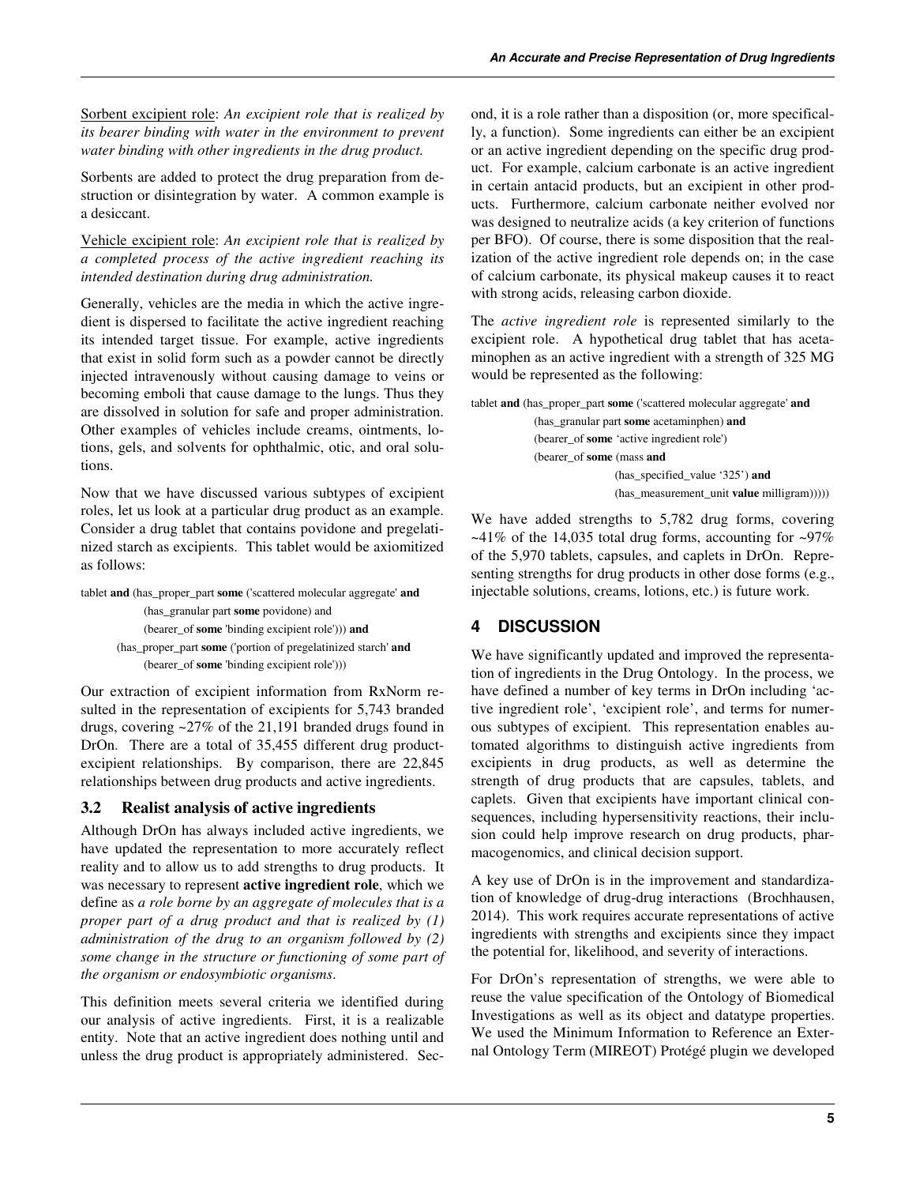Sorbent excipient role: *An excipient role that is realized by its bearer binding with water in the environment to prevent water binding with other ingredients in the drug product.*

Sorbents are added to protect the drug preparation from destruction or disintegration by water. A common example is a desiccant.

Vehicle excipient role: *An excipient role that is realized by a completed process of the active ingredient reaching its intended destination during drug administration.*

Generally, vehicles are the media in which the active ingredient is dispersed to facilitate the active ingredient reaching its intended target tissue. For example, active ingredients that exist in solid form such as a powder cannot be directly injected intravenously without causing damage to veins or becoming emboli that cause damage to the lungs. Thus they are dissolved in solution for safe and proper administration. Other examples of vehicles include creams, ointments, lotions, gels, and solvents for ophthalmic, otic, and oral solutions.

Now that we have discussed various subtypes of excipient roles, let us look at a particular drug product as an example. Consider a drug tablet that contains povidone and pregelatinized starch as excipients. This tablet would be axiomitized as follows:

```
tablet and (has_proper_part some ('scattered molecular aggregate' and
            (has_granular part some povidone) and
            (bearer_of some 'binding excipient role'))) and
        (has_proper_part some ('portion of pregelatinized starch' and
            (bearer_of some 'binding excipient role')))
```

Our extraction of excipient information from RxNorm resulted in the representation of excipients for 5,743 branded drugs, covering ~27% of the 21,191 branded drugs found in DrOn. There are a total of 35,455 different drug product-excipient relationships. By comparison, there are 22,845 relationships between drug products and active ingredients.

### 3.2 Realist analysis of active ingredients

Although DrOn has always included active ingredients, we have updated the representation to more accurately reflect reality and to allow us to add strengths to drug products. It was necessary to represent **active ingredient role**, which we define as *a role borne by an aggregate of molecules that is a proper part of a drug product and that is realized by (1) administration of the drug to an organism followed by (2) some change in the structure or functioning of some part of the organism or endosymbiotic organisms*.

This definition meets several criteria we identified during our analysis of active ingredients. First, it is a realizable entity. Note that an active ingredient does nothing until and unless the drug product is appropriately administered. Second, it is a role rather than a disposition (or, more specifically, a function). Some ingredients can either be an excipient or an active ingredient depending on the specific drug product. For example, calcium carbonate is an active ingredient in certain antacid products, but an excipient in other products. Furthermore, calcium carbonate neither evolved nor was designed to neutralize acids (a key criterion of functions per BFO). Of course, there is some disposition that the realization of the active ingredient role depends on; in the case of calcium carbonate, its physical makeup causes it to react with strong acids, releasing carbon dioxide.

The *active ingredient role* is represented similarly to the excipient role. A hypothetical drug tablet that has acetaminophen as an active ingredient with a strength of 325 MG would be represented as the following:

```
tablet and (has_proper_part some ('scattered molecular aggregate' and
            (has_granular part some acetaminphen) and
            (bearer_of some 'active ingredient role')
            (bearer_of some (mass and
                    (has_specified_value '325') and
                    (has_measurement_unit value milligram)))))
```

We have added strengths to 5,782 drug forms, covering ~41% of the 14,035 total drug forms, accounting for ~97% of the 5,970 tablets, capsules, and caplets in DrOn. Representing strengths for drug products in other dose forms (e.g., injectable solutions, creams, lotions, etc.) is future work.

## 4 DISCUSSION

We have significantly updated and improved the representation of ingredients in the Drug Ontology. In the process, we have defined a number of key terms in DrOn including 'active ingredient role', 'excipient role', and terms for numerous subtypes of excipient. This representation enables automated algorithms to distinguish active ingredients from excipients in drug products, as well as determine the strength of drug products that are capsules, tablets, and caplets. Given that excipients have important clinical consequences, including hypersensitivity reactions, their inclusion could help improve research on drug products, pharmacogenomics, and clinical decision support.

A key use of DrOn is in the improvement and standardization of knowledge of drug-drug interactions (Brochhausen, 2014). This work requires accurate representations of active ingredients with strengths and excipients since they impact the potential for, likelihood, and severity of interactions.

For DrOn's representation of strengths, we were able to reuse the value specification of the Ontology of Biomedical Investigations as well as its object and datatype properties. We used the Minimum Information to Reference an External Ontology Term (MIREOT) Protégé plugin we developed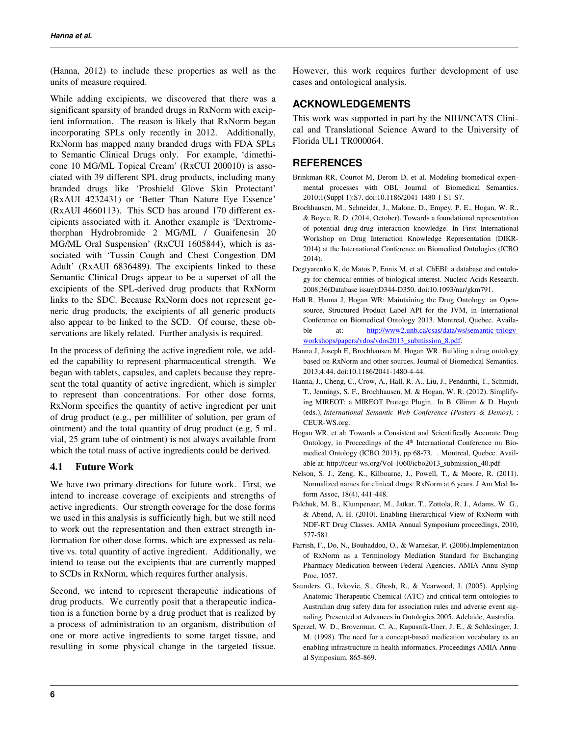(Hanna, 2012) to include these properties as well as the units of measure required.

While adding excipients, we discovered that there was a significant sparsity of branded drugs in RxNorm with excipient information. The reason is likely that RxNorm began incorporating SPLs only recently in 2012. Additionally, RxNorm has mapped many branded drugs with FDA SPLs to Semantic Clinical Drugs only. For example, 'dimethicone 10 MG/ML Topical Cream' (RxCUI 200010) is associated with 39 different SPL drug products, including many branded drugs like 'Proshield Glove Skin Protectant' (RxAUI 4232431) or 'Better Than Nature Eye Essence' (RxAUI 4660113). This SCD has around 170 different excipients associated with it. Another example is 'Dextromethorphan Hydrobromide 2 MG/ML / Guaifenesin 20 MG/ML Oral Suspension' (RxCUI 1605844), which is associated with 'Tussin Cough and Chest Congestion DM Adult' (RxAUI 6836489). The excipients linked to these Semantic Clinical Drugs appear to be a superset of all the excipients of the SPL-derived drug products that RxNorm links to the SDC. Because RxNorm does not represent generic drug products, the excipients of all generic products also appear to be linked to the SCD. Of course, these observations are likely related. Further analysis is required.

In the process of defining the active ingredient role, we added the capability to represent pharmaceutical strength. We began with tablets, capsules, and caplets because they represent the total quantity of active ingredient, which is simpler to represent than concentrations. For other dose forms, RxNorm specifies the quantity of active ingredient per unit of drug product (e.g., per milliliter of solution, per gram of ointment) and the total quantity of drug product (e.g, 5 mL vial, 25 gram tube of ointment) is not always available from which the total mass of active ingredients could be derived.

### 4.1 Future Work

We have two primary directions for future work. First, we intend to increase coverage of excipients and strengths of active ingredients. Our strength coverage for the dose forms we used in this analysis is sufficiently high, but we still need to work out the representation and then extract strength information for other dose forms, which are expressed as relative vs. total quantity of active ingredient. Additionally, we intend to tease out the excipients that are currently mapped to SCDs in RxNorm, which requires further analysis.

Second, we intend to represent therapeutic indications of drug products. We currently posit that a therapeutic indication is a function borne by a drug product that is realized by a process of administration to an organism, distribution of one or more active ingredients to some target tissue, and resulting in some physical change in the targeted tissue. However, this work requires further development of use cases and ontological analysis.

## ACKNOWLEDGEMENTS

This work was supported in part by the NIH/NCATS Clinical and Translational Science Award to the University of Florida UL1 TR000064.

## REFERENCES

Brinkman RR, Courtot M, Derom D, et al. Modeling biomedical experimental processes with OBI. Journal of Biomedical Semantics. 2010;1(Suppl 1):S7. doi:10.1186/2041-1480-1-S1-S7.

Brochhausen, M., Schneider, J., Malone, D., Empey, P. E., Hogan, W. R., & Boyce, R. D. (2014, October). Towards a foundational representation of potential drug-drug interaction knowledge. In First International Workshop on Drug Interaction Knowledge Representation (DIKR-2014) at the International Conference on Biomedical Ontologies (ICBO 2014).

Degtyarenko K, de Matos P, Ennis M, et al. ChEBI: a database and ontology for chemical entities of biological interest. Nucleic Acids Research. 2008;36(Database issue):D344-D350. doi:10.1093/nar/gkm791.

Hall R, Hanna J, Hogan WR: Maintaining the Drug Ontology: an Open-source, Structured Product Label API for the JVM, in International Conference on Biomedical Ontology 2013. Montreal, Quebec. Available at: http://www2.unb.ca/csas/data/ws/semantic-trilogy-workshops/papers/vdos/vdos2013_submission_8.pdf.

Hanna J, Joseph E, Brochhausen M, Hogan WR. Building a drug ontology based on RxNorm and other sources. Journal of Biomedical Semantics. 2013;4:44. doi:10.1186/2041-1480-4-44.

Hanna, J., Cheng, C., Crow, A., Hall, R. A., Liu, J., Pendurthi, T., Schmidt, T., Jennings, S. F., Brochhausen, M. & Hogan, W. R. (2012). Simplifying MIREOT; a MIREOT Protege Plugin.. In B. Glimm & D. Huynh (eds.), *International Semantic Web Conference (Posters & Demos)*, : CEUR-WS.org.

Hogan WR, et al: Towards a Consistent and Scientifically Accurate Drug Ontology, in Proceedings of the 4th International Conference on Biomedical Ontology (ICBO 2013), pp 68-73. . Montreal, Quebec. Available at: http://ceur-ws.org/Vol-1060/icbo2013_submission_40.pdf

Nelson, S. J., Zeng, K., Kilbourne, J., Powell, T., & Moore, R. (2011). Normalized names for clinical drugs: RxNorm at 6 years. J Am Med Inform Assoc, 18(4), 441-448.

Palchuk, M. B., Klumpenaar, M., Jatkar, T., Zottola, R. J., Adams, W. G., & Abend, A. H. (2010). Enabling Hierarchical View of RxNorm with NDF-RT Drug Classes. AMIA Annual Symposium proceedings, 2010, 577-581.

Parrish, F., Do, N., Bouhaddou, O., & Warnekar, P. (2006).Implementation of RxNorm as a Terminology Mediation Standard for Exchanging Pharmacy Medication between Federal Agencies. AMIA Annu Symp Proc, 1057.

Saunders, G., Ivkovic, S., Ghosh, R., & Yearwood, J. (2005). Applying Anatomic Therapeutic Chemical (ATC) and critical term ontologies to Australian drug safety data for association rules and adverse event signaling. Presented at Advances in Ontologies 2005, Adelaide, Australia.

Sperzel, W. D., Broverman, C. A., Kapusnik-Uner, J. E., & Schlesinger, J. M. (1998). The need for a concept-based medication vocabulary as an enabling infrastructure in health informatics. Proceedings AMIA Annual Symposium. 865-869.